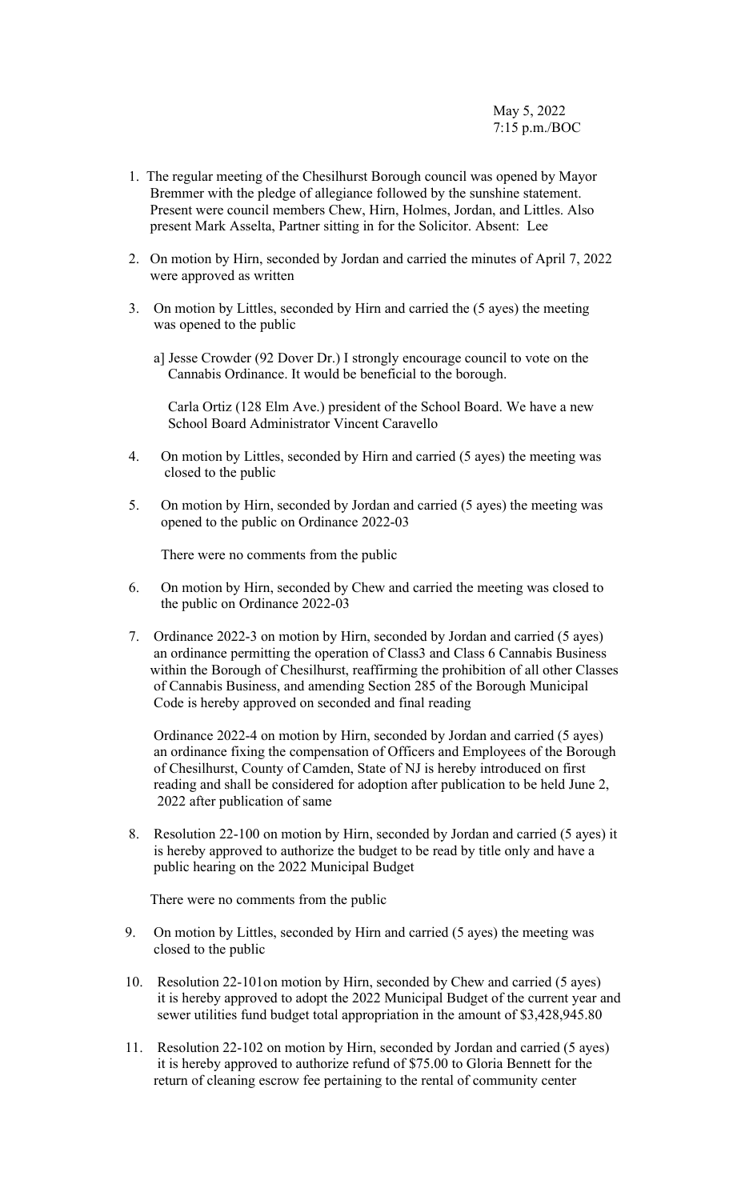May 5, 2022
7:15 p.m./BOC

1. The regular meeting of the Chesilhurst Borough council was opened by Mayor Bremmer with the pledge of allegiance followed by the sunshine statement. Present were council members Chew, Hirn, Holmes, Jordan, and Littles. Also present Mark Asselta, Partner sitting in for the Solicitor. Absent: Lee

2. On motion by Hirn, seconded by Jordan and carried the minutes of April 7, 2022 were approved as written

3. On motion by Littles, seconded by Hirn and carried the (5 ayes) the meeting was opened to the public

   a] Jesse Crowder (92 Dover Dr.) I strongly encourage council to vote on the Cannabis Ordinance. It would be beneficial to the borough.

   Carla Ortiz (128 Elm Ave.) president of the School Board. We have a new School Board Administrator Vincent Caravello

4. On motion by Littles, seconded by Hirn and carried (5 ayes) the meeting was closed to the public

5. On motion by Hirn, seconded by Jordan and carried (5 ayes) the meeting was opened to the public on Ordinance 2022-03

   There were no comments from the public

6. On motion by Hirn, seconded by Chew and carried the meeting was closed to the public on Ordinance 2022-03

7. Ordinance 2022-3 on motion by Hirn, seconded by Jordan and carried (5 ayes) an ordinance permitting the operation of Class3 and Class 6 Cannabis Business within the Borough of Chesilhurst, reaffirming the prohibition of all other Classes of Cannabis Business, and amending Section 285 of the Borough Municipal Code is hereby approved on seconded and final reading

   Ordinance 2022-4 on motion by Hirn, seconded by Jordan and carried (5 ayes) an ordinance fixing the compensation of Officers and Employees of the Borough of Chesilhurst, County of Camden, State of NJ is hereby introduced on first reading and shall be considered for adoption after publication to be held June 2, 2022 after publication of same

8. Resolution 22-100 on motion by Hirn, seconded by Jordan and carried (5 ayes) it is hereby approved to authorize the budget to be read by title only and have a public hearing on the 2022 Municipal Budget

   There were no comments from the public

9. On motion by Littles, seconded by Hirn and carried (5 ayes) the meeting was closed to the public

10. Resolution 22-101on motion by Hirn, seconded by Chew and carried (5 ayes) it is hereby approved to adopt the 2022 Municipal Budget of the current year and sewer utilities fund budget total appropriation in the amount of $3,428,945.80

11. Resolution 22-102 on motion by Hirn, seconded by Jordan and carried (5 ayes) it is hereby approved to authorize refund of $75.00 to Gloria Bennett for the return of cleaning escrow fee pertaining to the rental of community center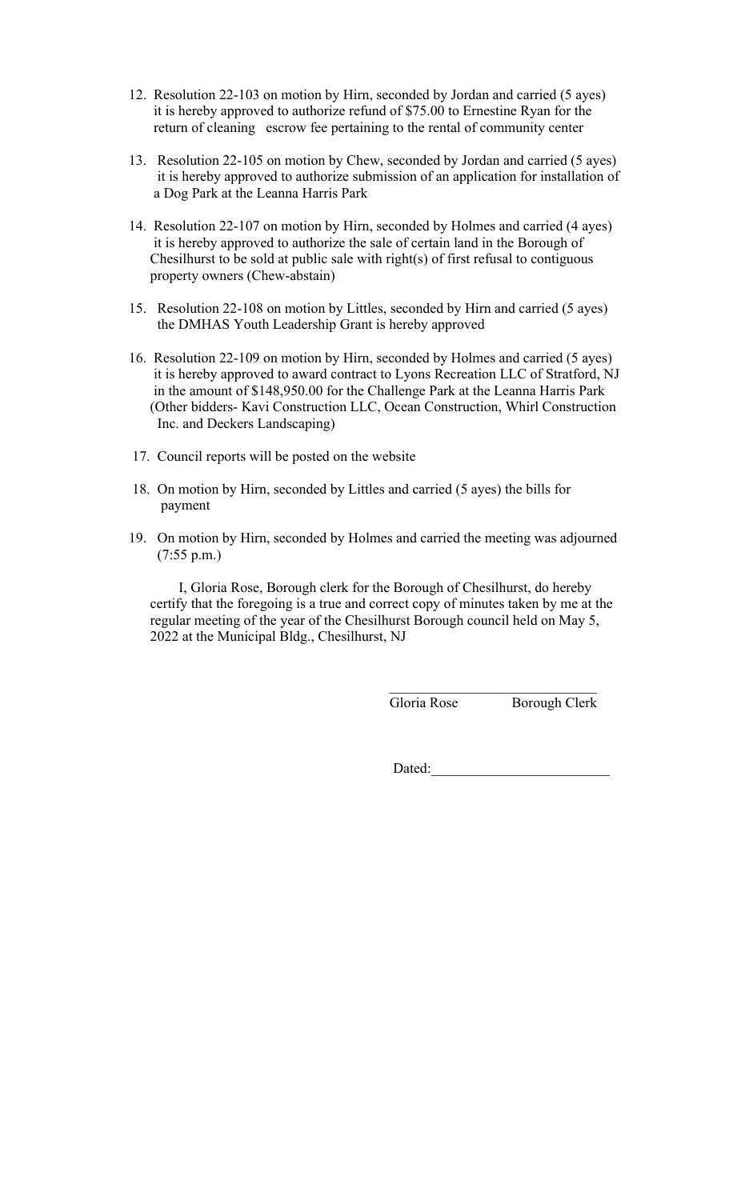12. Resolution 22-103 on motion by Hirn, seconded by Jordan and carried (5 ayes) it is hereby approved to authorize refund of $75.00 to Ernestine Ryan for the return of cleaning escrow fee pertaining to the rental of community center

13. Resolution 22-105 on motion by Chew, seconded by Jordan and carried (5 ayes) it is hereby approved to authorize submission of an application for installation of a Dog Park at the Leanna Harris Park

14. Resolution 22-107 on motion by Hirn, seconded by Holmes and carried (4 ayes) it is hereby approved to authorize the sale of certain land in the Borough of Chesilhurst to be sold at public sale with right(s) of first refusal to contiguous property owners (Chew-abstain)

15. Resolution 22-108 on motion by Littles, seconded by Hirn and carried (5 ayes) the DMHAS Youth Leadership Grant is hereby approved

16. Resolution 22-109 on motion by Hirn, seconded by Holmes and carried (5 ayes) it is hereby approved to award contract to Lyons Recreation LLC of Stratford, NJ in the amount of $148,950.00 for the Challenge Park at the Leanna Harris Park (Other bidders- Kavi Construction LLC, Ocean Construction, Whirl Construction Inc. and Deckers Landscaping)

17. Council reports will be posted on the website

18. On motion by Hirn, seconded by Littles and carried (5 ayes) the bills for payment

19. On motion by Hirn, seconded by Holmes and carried the meeting was adjourned (7:55 p.m.)

I, Gloria Rose, Borough clerk for the Borough of Chesilhurst, do hereby certify that the foregoing is a true and correct copy of minutes taken by me at the regular meeting of the year of the Chesilhurst Borough council held on May 5, 2022 at the Municipal Bldg., Chesilhurst, NJ

\_\_\_\_\_\_\_\_\_\_\_\_\_\_\_\_\_\_\_\_\_\_\_\_\_\_\_\_\_\_

Gloria Rose Borough Clerk

Dated:\_\_\_\_\_\_\_\_\_\_\_\_\_\_\_\_\_\_\_\_\_\_\_\_\_\_\_\_